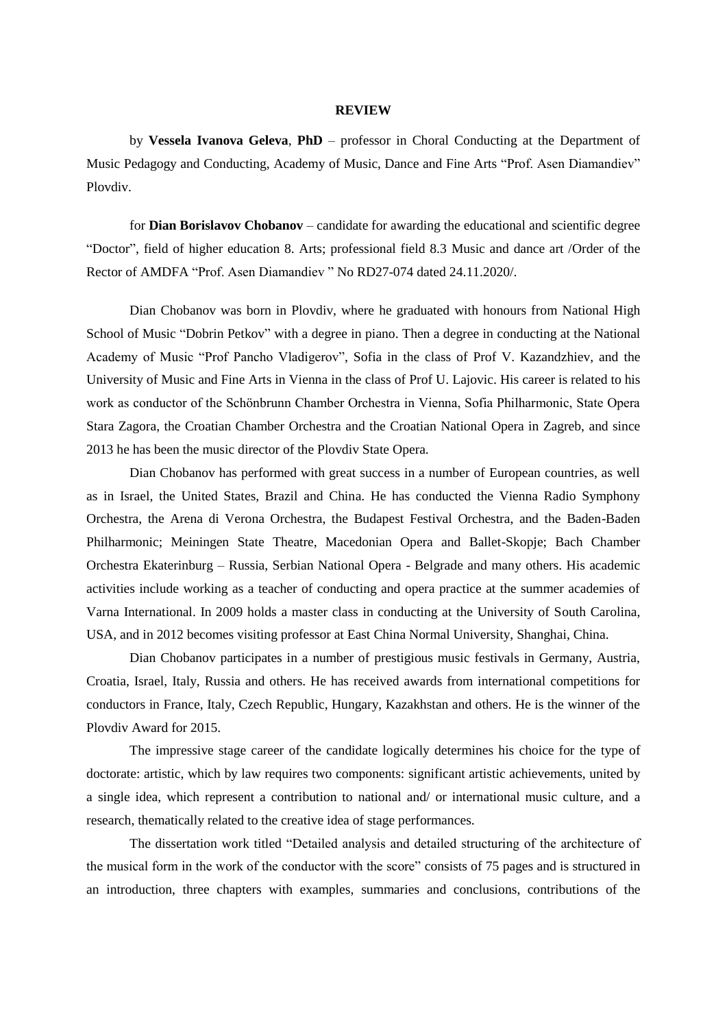# REVIEW

by **Vessela Ivanova Geleva**, **PhD** – professor in Choral Conducting at the Department of Music Pedagogy and Conducting, Academy of Music, Dance and Fine Arts "Prof. Asen Diamandiev" Plovdiv.

for **Dian Borislavov Chobanov** – candidate for awarding the educational and scientific degree "Doctor", field of higher education 8. Arts; professional field 8.3 Music and dance art /Order of the Rector of AMDFA "Prof. Asen Diamandiev " No RD27-074 dated 24.11.2020/.

Dian Chobanov was born in Plovdiv, where he graduated with honours from National High School of Music "Dobrin Petkov" with a degree in piano. Then a degree in conducting at the National Academy of Music "Prof Pancho Vladigerov", Sofia in the class of Prof V. Kazandzhiev, and the University of Music and Fine Arts in Vienna in the class of Prof U. Lajovic. His career is related to his work as conductor of the Schönbrunn Chamber Orchestra in Vienna, Sofia Philharmonic, State Opera Stara Zagora, the Croatian Chamber Orchestra and the Croatian National Opera in Zagreb, and since 2013 he has been the music director of the Plovdiv State Opera.

Dian Chobanov has performed with great success in a number of European countries, as well as in Israel, the United States, Brazil and China. He has conducted the Vienna Radio Symphony Orchestra, the Arena di Verona Orchestra, the Budapest Festival Orchestra, and the Baden-Baden Philharmonic; Meiningen State Theatre, Macedonian Opera and Ballet-Skopje; Bach Chamber Orchestra Ekaterinburg – Russia, Serbian National Opera - Belgrade and many others. His academic activities include working as a teacher of conducting and opera practice at the summer academies of Varna International. In 2009 holds a master class in conducting at the University of South Carolina, USA, and in 2012 becomes visiting professor at East China Normal University, Shanghai, China.

Dian Chobanov participates in a number of prestigious music festivals in Germany, Austria, Croatia, Israel, Italy, Russia and others. He has received awards from international competitions for conductors in France, Italy, Czech Republic, Hungary, Kazakhstan and others. He is the winner of the Plovdiv Award for 2015.

The impressive stage career of the candidate logically determines his choice for the type of doctorate: artistic, which by law requires two components: significant artistic achievements, united by a single idea, which represent a contribution to national and/ or international music culture, and a research, thematically related to the creative idea of stage performances.

The dissertation work titled "Detailed analysis and detailed structuring of the architecture of the musical form in the work of the conductor with the score" consists of 75 pages and is structured in an introduction, three chapters with examples, summaries and conclusions, contributions of the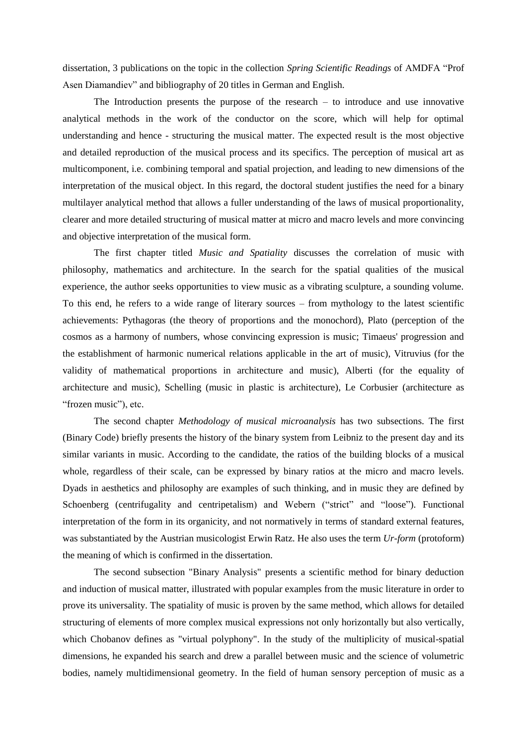dissertation, 3 publications on the topic in the collection *Spring Scientific Readings* of AMDFA “Prof Asen Diamandiev” and bibliography of 20 titles in German and English.

The Introduction presents the purpose of the research – to introduce and use innovative analytical methods in the work of the conductor on the score, which will help for optimal understanding and hence - structuring the musical matter. The expected result is the most objective and detailed reproduction of the musical process and its specifics. The perception of musical art as multicomponent, i.e. combining temporal and spatial projection, and leading to new dimensions of the interpretation of the musical object. In this regard, the doctoral student justifies the need for a binary multilayer analytical method that allows a fuller understanding of the laws of musical proportionality, clearer and more detailed structuring of musical matter at micro and macro levels and more convincing and objective interpretation of the musical form.

The first chapter titled *Music and Spatiality* discusses the correlation of music with philosophy, mathematics and architecture. In the search for the spatial qualities of the musical experience, the author seeks opportunities to view music as a vibrating sculpture, a sounding volume. To this end, he refers to a wide range of literary sources – from mythology to the latest scientific achievements: Pythagoras (the theory of proportions and the monochord), Plato (perception of the cosmos as a harmony of numbers, whose convincing expression is music; Timaeus' progression and the establishment of harmonic numerical relations applicable in the art of music), Vitruvius (for the validity of mathematical proportions in architecture and music), Alberti (for the equality of architecture and music), Schelling (music in plastic is architecture), Le Corbusier (architecture as “frozen music”), etc.

The second chapter *Methodology of musical microanalysis* has two subsections. The first (Binary Code) briefly presents the history of the binary system from Leibniz to the present day and its similar variants in music. According to the candidate, the ratios of the building blocks of a musical whole, regardless of their scale, can be expressed by binary ratios at the micro and macro levels. Dyads in aesthetics and philosophy are examples of such thinking, and in music they are defined by Schoenberg (centrifugality and centripetalism) and Webern (“strict” and “loose”). Functional interpretation of the form in its organicity, and not normatively in terms of standard external features, was substantiated by the Austrian musicologist Erwin Ratz. He also uses the term *Ur-form* (protoform) the meaning of which is confirmed in the dissertation.

The second subsection "Binary Analysis" presents a scientific method for binary deduction and induction of musical matter, illustrated with popular examples from the music literature in order to prove its universality. The spatiality of music is proven by the same method, which allows for detailed structuring of elements of more complex musical expressions not only horizontally but also vertically, which Chobanov defines as "virtual polyphony". In the study of the multiplicity of musical-spatial dimensions, he expanded his search and drew a parallel between music and the science of volumetric bodies, namely multidimensional geometry. In the field of human sensory perception of music as a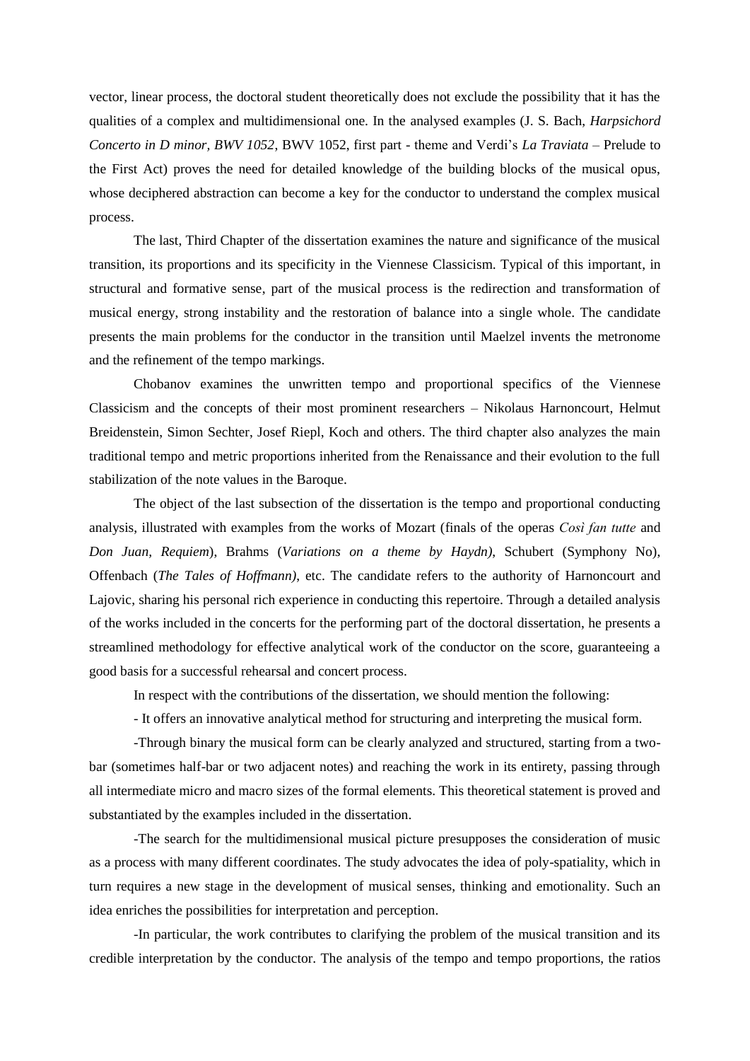vector, linear process, the doctoral student theoretically does not exclude the possibility that it has the qualities of a complex and multidimensional one. In the analysed examples (J. S. Bach, *Harpsichord Concerto in D minor, BWV 1052*, BWV 1052, first part - theme and Verdi's *La Traviata* – Prelude to the First Act) proves the need for detailed knowledge of the building blocks of the musical opus, whose deciphered abstraction can become a key for the conductor to understand the complex musical process.

The last, Third Chapter of the dissertation examines the nature and significance of the musical transition, its proportions and its specificity in the Viennese Classicism. Typical of this important, in structural and formative sense, part of the musical process is the redirection and transformation of musical energy, strong instability and the restoration of balance into a single whole. The candidate presents the main problems for the conductor in the transition until Maelzel invents the metronome and the refinement of the tempo markings.

Chobanov examines the unwritten tempo and proportional specifics of the Viennese Classicism and the concepts of their most prominent researchers – Nikolaus Harnoncourt, Helmut Breidenstein, Simon Sechter, Josef Riepl, Koch and others. The third chapter also analyzes the main traditional tempo and metric proportions inherited from the Renaissance and their evolution to the full stabilization of the note values in the Baroque.

The object of the last subsection of the dissertation is the tempo and proportional conducting analysis, illustrated with examples from the works of Mozart (finals of the operas *Così fan tutte* and *Don Juan*, *Requiem*), Brahms (*Variations on a theme by Haydn)*, Schubert (Symphony No), Offenbach (*The Tales of Hoffmann)*, etc. The candidate refers to the authority of Harnoncourt and Lajovic, sharing his personal rich experience in conducting this repertoire. Through a detailed analysis of the works included in the concerts for the performing part of the doctoral dissertation, he presents a streamlined methodology for effective analytical work of the conductor on the score, guaranteeing a good basis for a successful rehearsal and concert process.

In respect with the contributions of the dissertation, we should mention the following:

- It offers an innovative analytical method for structuring and interpreting the musical form.

-Through binary the musical form can be clearly analyzed and structured, starting from a two-bar (sometimes half-bar or two adjacent notes) and reaching the work in its entirety, passing through all intermediate micro and macro sizes of the formal elements. This theoretical statement is proved and substantiated by the examples included in the dissertation.

-The search for the multidimensional musical picture presupposes the consideration of music as a process with many different coordinates. The study advocates the idea of poly-spatiality, which in turn requires a new stage in the development of musical senses, thinking and emotionality. Such an idea enriches the possibilities for interpretation and perception.

-In particular, the work contributes to clarifying the problem of the musical transition and its credible interpretation by the conductor. The analysis of the tempo and tempo proportions, the ratios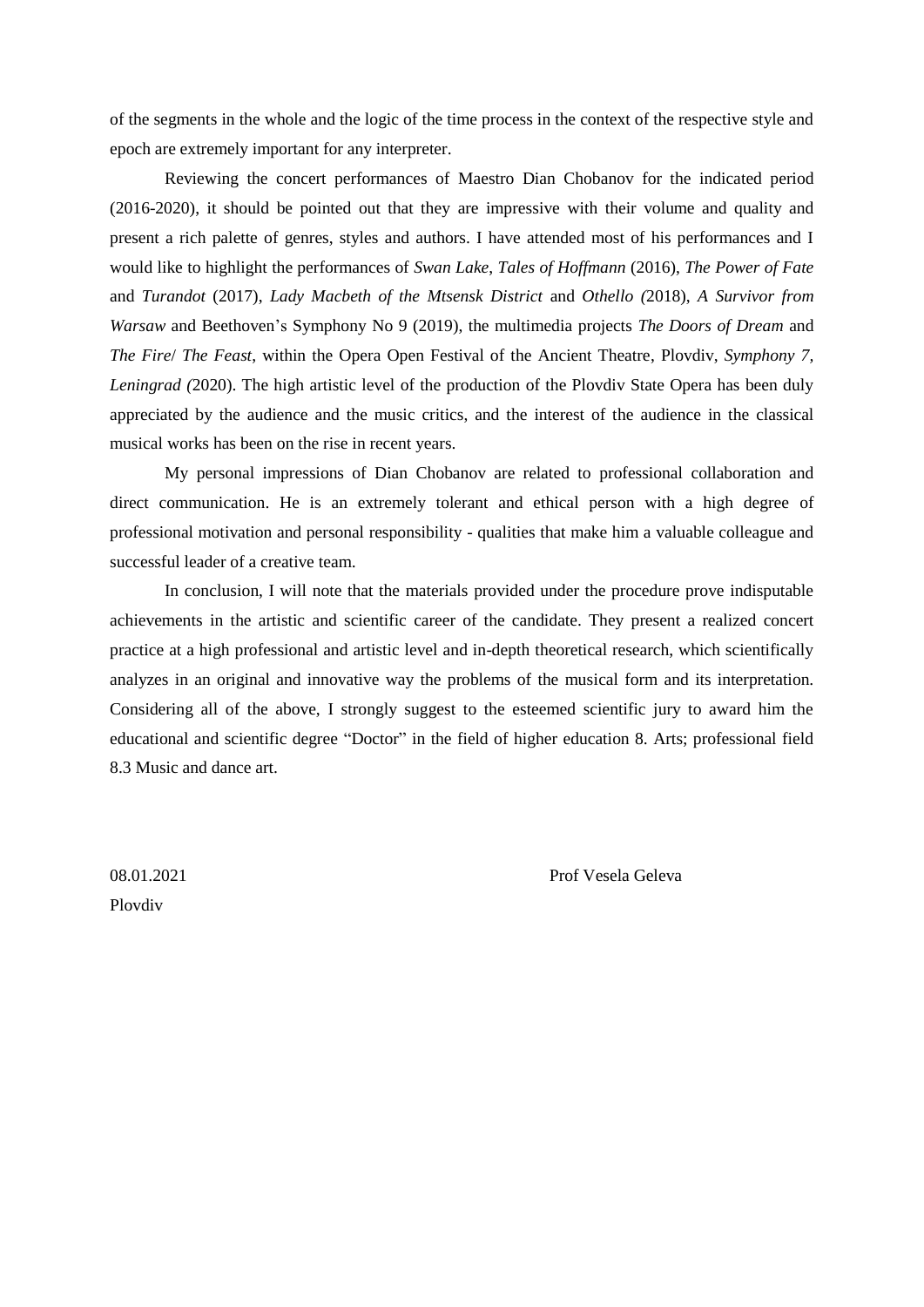of the segments in the whole and the logic of the time process in the context of the respective style and epoch are extremely important for any interpreter.

Reviewing the concert performances of Maestro Dian Chobanov for the indicated period (2016-2020), it should be pointed out that they are impressive with their volume and quality and present a rich palette of genres, styles and authors. I have attended most of his performances and I would like to highlight the performances of *Swan Lake*, *Tales of Hoffmann* (2016), *The Power of Fate* and *Turandot* (2017), *Lady Macbeth of the Mtsensk District* and *Othello (*2018), *A Survivor from Warsaw* and Beethoven's Symphony No 9 (2019), the multimedia projects *The Doors of Dream* and *The Fire*/ *The Feast*, within the Opera Open Festival of the Ancient Theatre, Plovdiv, *Symphony 7, Leningrad (*2020). The high artistic level of the production of the Plovdiv State Opera has been duly appreciated by the audience and the music critics, and the interest of the audience in the classical musical works has been on the rise in recent years.

My personal impressions of Dian Chobanov are related to professional collaboration and direct communication. He is an extremely tolerant and ethical person with a high degree of professional motivation and personal responsibility - qualities that make him a valuable colleague and successful leader of a creative team.

In conclusion, I will note that the materials provided under the procedure prove indisputable achievements in the artistic and scientific career of the candidate. They present a realized concert practice at a high professional and artistic level and in-depth theoretical research, which scientifically analyzes in an original and innovative way the problems of the musical form and its interpretation. Considering all of the above, I strongly suggest to the esteemed scientific jury to award him the educational and scientific degree "Doctor" in the field of higher education 8. Arts; professional field 8.3 Music and dance art.

08.01.2021 Prof Vesela Geleva

Plovdiv